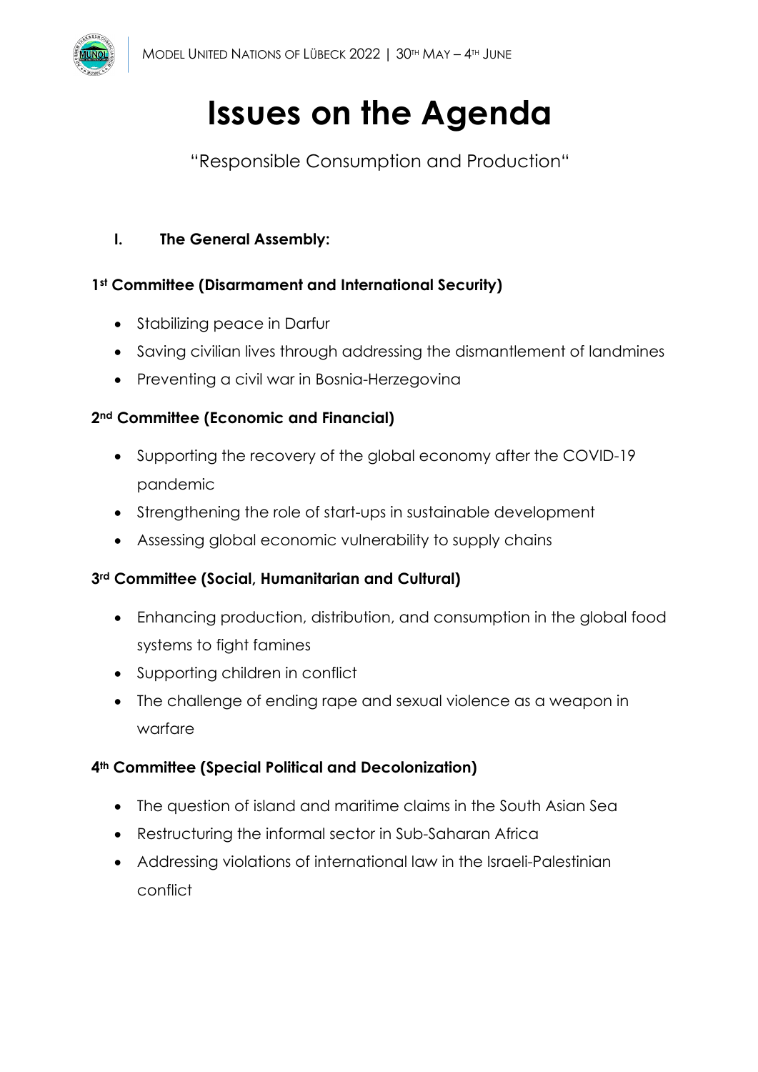# Issues on the Agenda

"Responsible Consumption and Production"

## I. The General Assembly:

### 1st Committee (Disarmament and International Security)

- Stabilizing peace in Darfur
- Saving civilian lives through addressing the dismantlement of landmines
- Preventing a civil war in Bosnia-Herzegovina

### 2nd Committee (Economic and Financial)

- Supporting the recovery of the global economy after the COVID-19 pandemic
- Strengthening the role of start-ups in sustainable development
- Assessing global economic vulnerability to supply chains

### 3rd Committee (Social, Humanitarian and Cultural)

- Enhancing production, distribution, and consumption in the global food systems to fight famines
- Supporting children in conflict
- The challenge of ending rape and sexual violence as a weapon in warfare

### 4th Committee (Special Political and Decolonization)

- The question of island and maritime claims in the South Asian Sea
- Restructuring the informal sector in Sub-Saharan Africa
- Addressing violations of international law in the Israeli-Palestinian conflict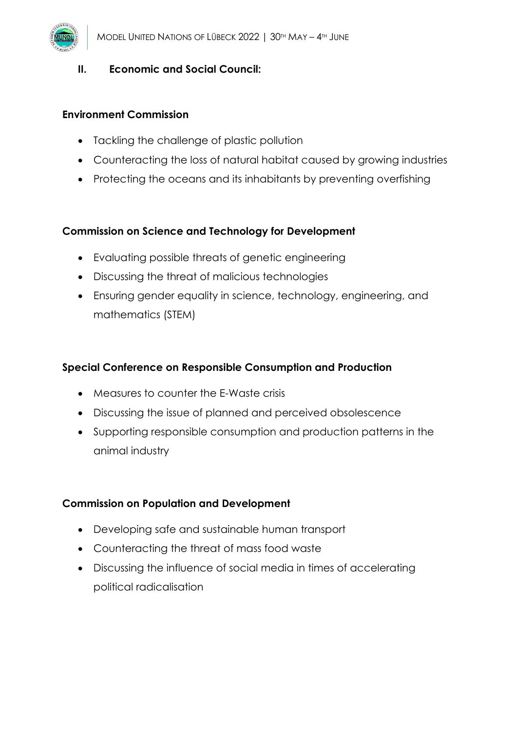## II. Economic and Social Council:

### Environment Commission

- Tackling the challenge of plastic pollution
- Counteracting the loss of natural habitat caused by growing industries
- Protecting the oceans and its inhabitants by preventing overfishing

### Commission on Science and Technology for Development

- Evaluating possible threats of genetic engineering
- Discussing the threat of malicious technologies
- Ensuring gender equality in science, technology, engineering, and mathematics (STEM)

### Special Conference on Responsible Consumption and Production

- Measures to counter the E-Waste crisis
- Discussing the issue of planned and perceived obsolescence
- Supporting responsible consumption and production patterns in the animal industry

### Commission on Population and Development

- Developing safe and sustainable human transport
- Counteracting the threat of mass food waste
- Discussing the influence of social media in times of accelerating political radicalisation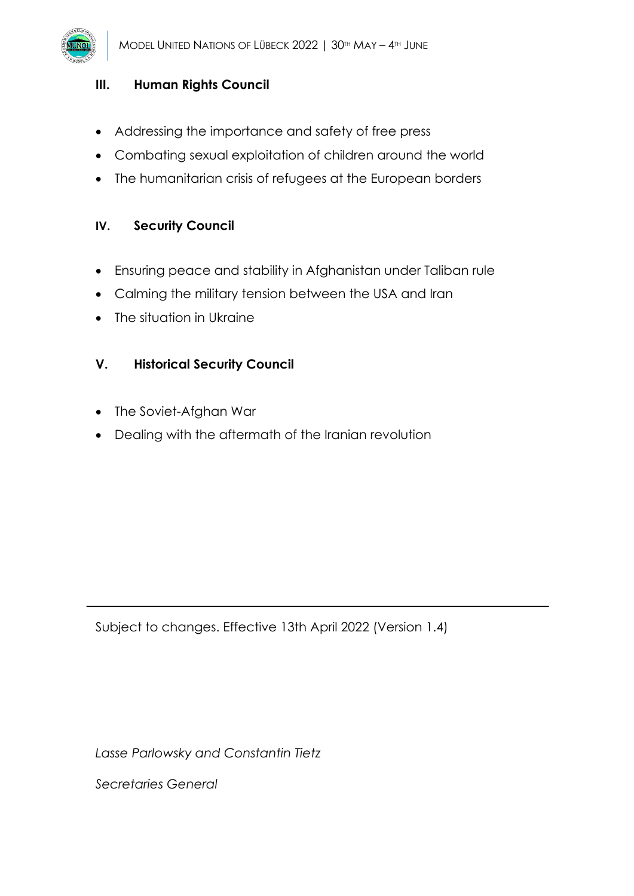### III. Human Rights Council

- Addressing the importance and safety of free press
- Combating sexual exploitation of children around the world
- The humanitarian crisis of refugees at the European borders

### IV. Security Council

- Ensuring peace and stability in Afghanistan under Taliban rule
- Calming the military tension between the USA and Iran
- The situation in Ukraine

### V. Historical Security Council

- The Soviet-Afghan War
- Dealing with the aftermath of the Iranian revolution

---

Subject to changes. Effective 13th April 2022 (Version 1.4)

*Lasse Parlowsky and Constantin Tietz*

*Secretaries General*